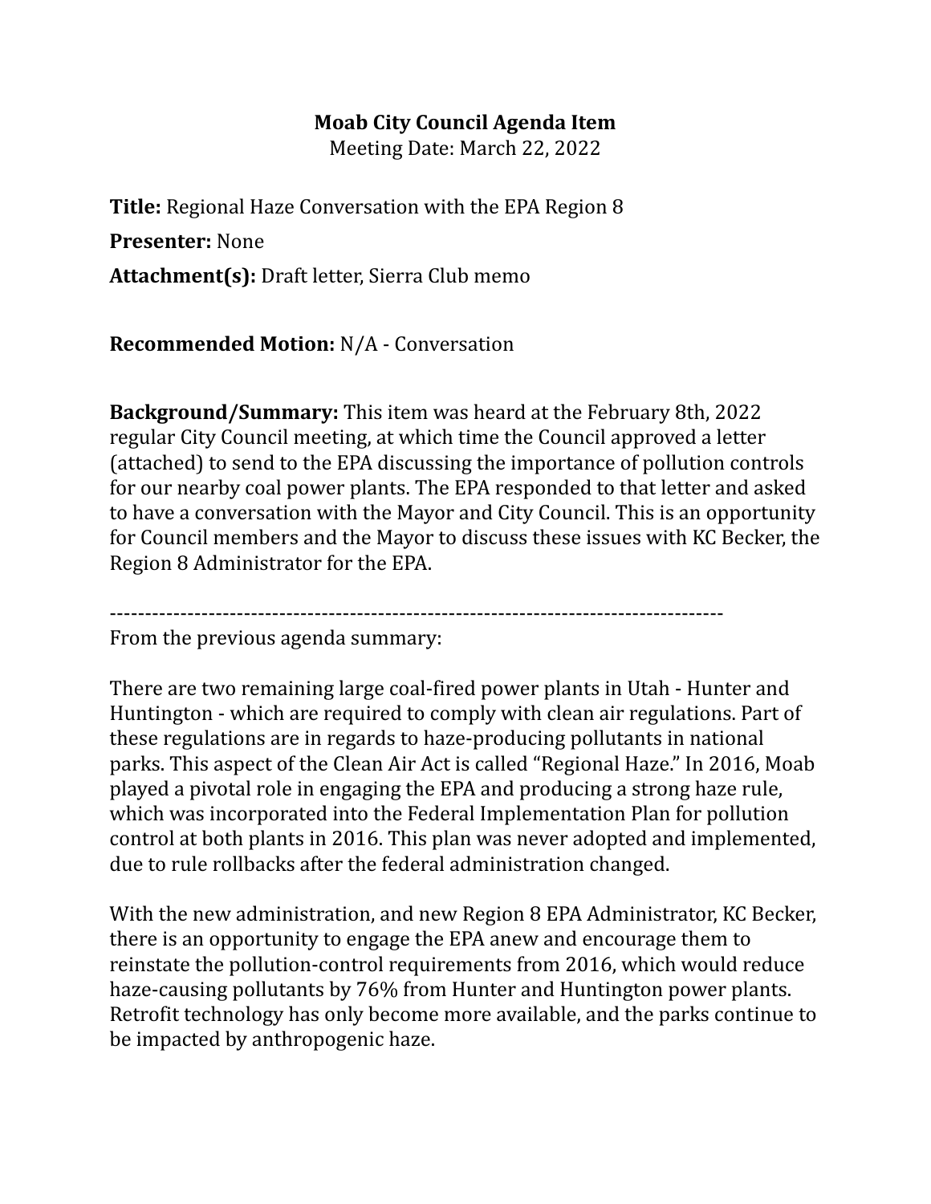**Moab City Council Agenda Item**

Meeting Date: March 22, 2022

**Title:** Regional Haze Conversation with the EPA Region 8

**Presenter:** None

**Attachment(s):** Draft letter, Sierra Club memo

**Recommended Motion:** N/A - Conversation

**Background/Summary:** This item was heard at the February 8th, 2022 regular City Council meeting, at which time the Council approved a letter (attached) to send to the EPA discussing the importance of pollution controls for our nearby coal power plants. The EPA responded to that letter and asked to have a conversation with the Mayor and City Council. This is an opportunity for Council members and the Mayor to discuss these issues with KC Becker, the Region 8 Administrator for the EPA.

---

From the previous agenda summary:

There are two remaining large coal-fired power plants in Utah - Hunter and Huntington - which are required to comply with clean air regulations. Part of these regulations are in regards to haze-producing pollutants in national parks. This aspect of the Clean Air Act is called "Regional Haze." In 2016, Moab played a pivotal role in engaging the EPA and producing a strong haze rule, which was incorporated into the Federal Implementation Plan for pollution control at both plants in 2016. This plan was never adopted and implemented, due to rule rollbacks after the federal administration changed.

With the new administration, and new Region 8 EPA Administrator, KC Becker, there is an opportunity to engage the EPA anew and encourage them to reinstate the pollution-control requirements from 2016, which would reduce haze-causing pollutants by 76% from Hunter and Huntington power plants. Retrofit technology has only become more available, and the parks continue to be impacted by anthropogenic haze.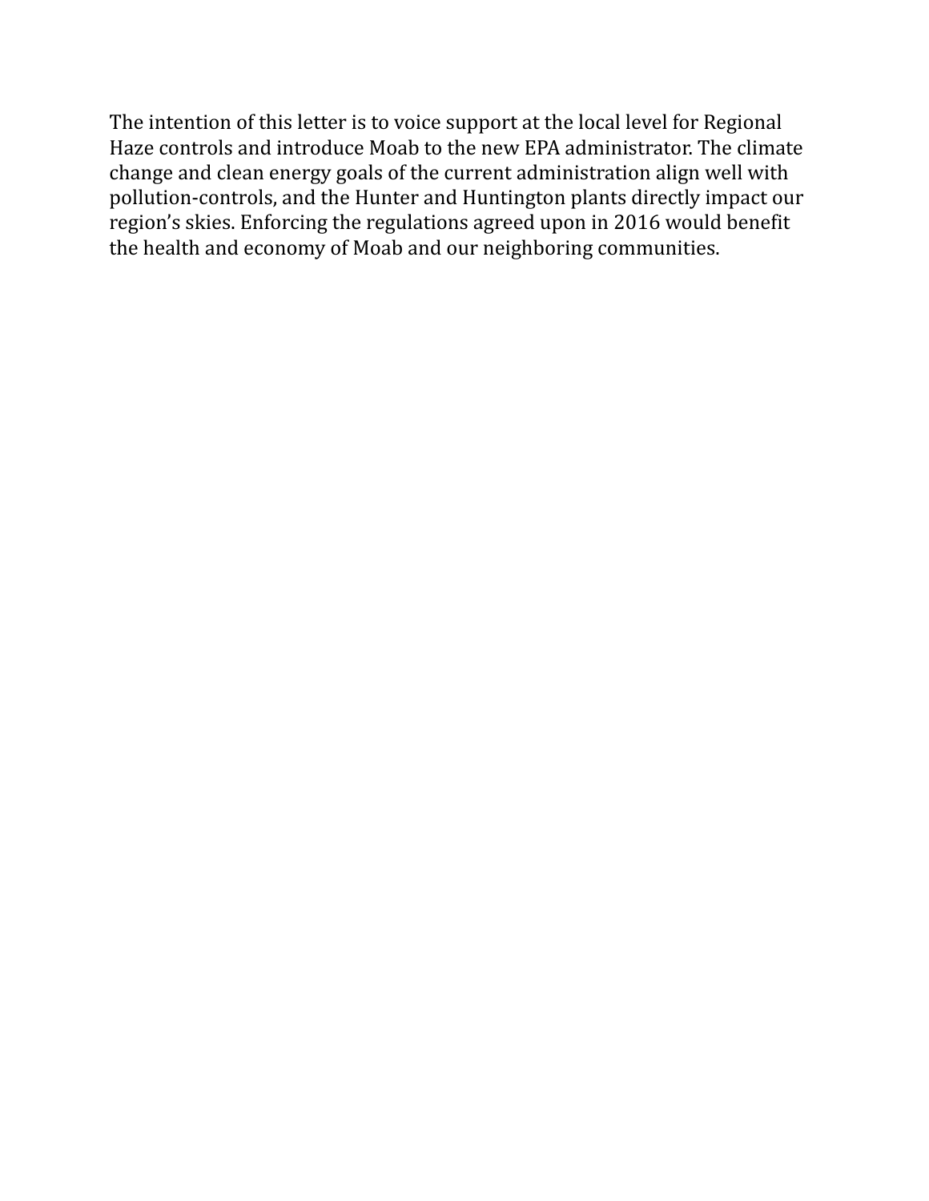The intention of this letter is to voice support at the local level for Regional Haze controls and introduce Moab to the new EPA administrator. The climate change and clean energy goals of the current administration align well with pollution-controls, and the Hunter and Huntington plants directly impact our region's skies. Enforcing the regulations agreed upon in 2016 would benefit the health and economy of Moab and our neighboring communities.